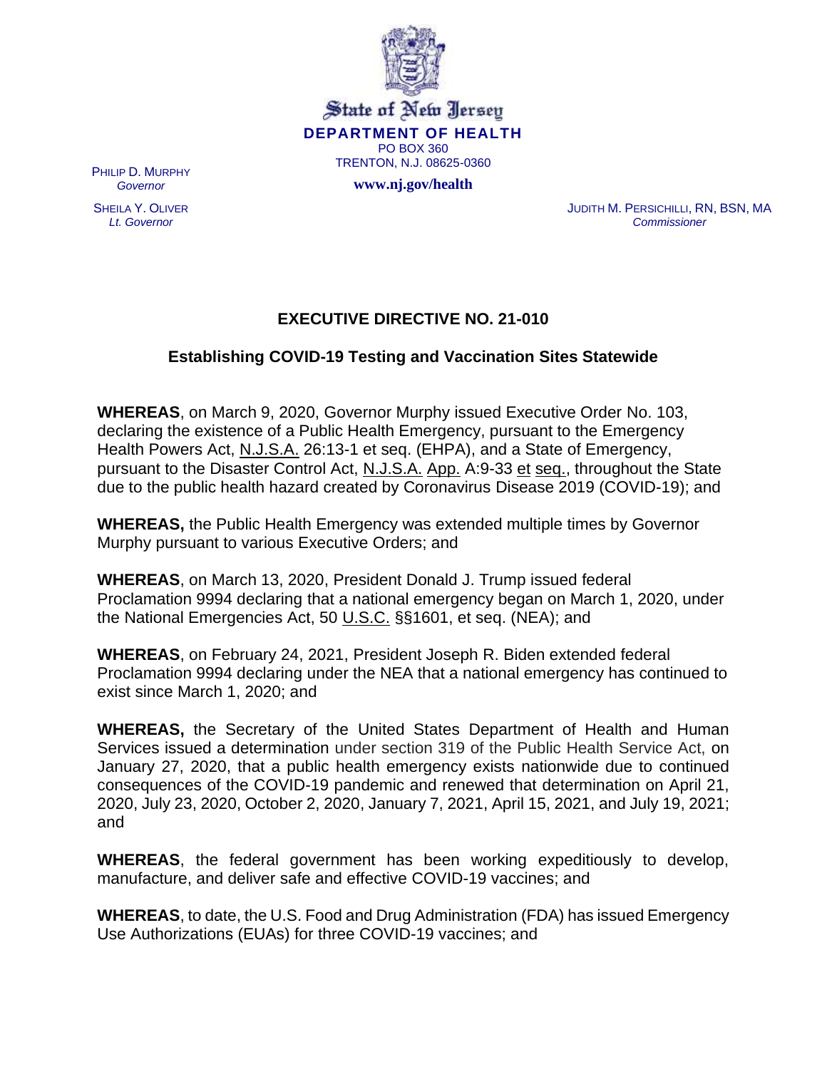State of New Jersey
**DEPARTMENT OF HEALTH**
PO BOX 360
TRENTON, N.J. 08625-0360
**www.nj.gov/health**

PHILIP D. MURPHY
*Governor*

SHEILA Y. OLIVER
*Lt. Governor*

JUDITH M. PERSICHILLI, RN, BSN, MA
*Commissioner*

# EXECUTIVE DIRECTIVE NO. 21-010

## Establishing COVID-19 Testing and Vaccination Sites Statewide

**WHEREAS**, on March 9, 2020, Governor Murphy issued Executive Order No. 103, declaring the existence of a Public Health Emergency, pursuant to the Emergency Health Powers Act, N.J.S.A. 26:13-1 et seq. (EHPA), and a State of Emergency, pursuant to the Disaster Control Act, N.J.S.A. App. A:9-33 et seq., throughout the State due to the public health hazard created by Coronavirus Disease 2019 (COVID-19); and

**WHEREAS,** the Public Health Emergency was extended multiple times by Governor Murphy pursuant to various Executive Orders; and

**WHEREAS**, on March 13, 2020, President Donald J. Trump issued federal Proclamation 9994 declaring that a national emergency began on March 1, 2020, under the National Emergencies Act, 50 U.S.C. §§1601, et seq. (NEA); and

**WHEREAS**, on February 24, 2021, President Joseph R. Biden extended federal Proclamation 9994 declaring under the NEA that a national emergency has continued to exist since March 1, 2020; and

**WHEREAS,** the Secretary of the United States Department of Health and Human Services issued a determination under section 319 of the Public Health Service Act, on January 27, 2020, that a public health emergency exists nationwide due to continued consequences of the COVID-19 pandemic and renewed that determination on April 21, 2020, July 23, 2020, October 2, 2020, January 7, 2021, April 15, 2021, and July 19, 2021; and

**WHEREAS**, the federal government has been working expeditiously to develop, manufacture, and deliver safe and effective COVID-19 vaccines; and

**WHEREAS**, to date, the U.S. Food and Drug Administration (FDA) has issued Emergency Use Authorizations (EUAs) for three COVID-19 vaccines; and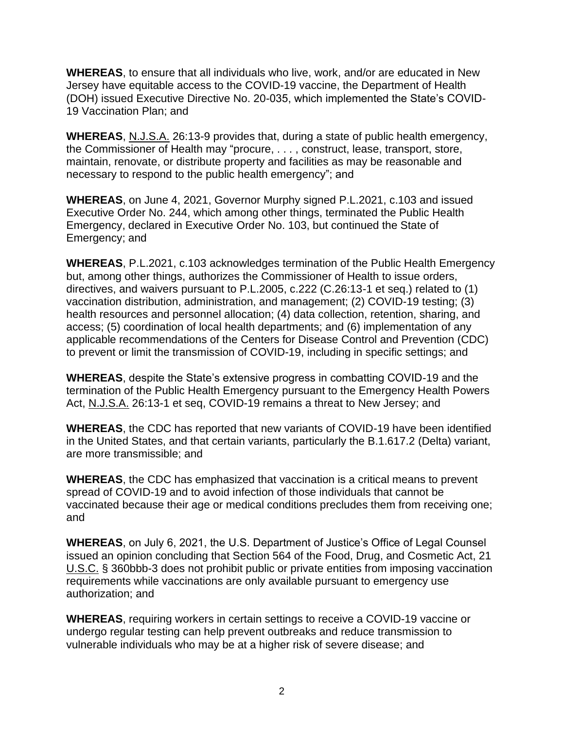**WHEREAS**, to ensure that all individuals who live, work, and/or are educated in New Jersey have equitable access to the COVID-19 vaccine, the Department of Health (DOH) issued Executive Directive No. 20-035, which implemented the State's COVID-19 Vaccination Plan; and

**WHEREAS**, N.J.S.A. 26:13-9 provides that, during a state of public health emergency, the Commissioner of Health may "procure, . . . , construct, lease, transport, store, maintain, renovate, or distribute property and facilities as may be reasonable and necessary to respond to the public health emergency"; and

**WHEREAS**, on June 4, 2021, Governor Murphy signed P.L.2021, c.103 and issued Executive Order No. 244, which among other things, terminated the Public Health Emergency, declared in Executive Order No. 103, but continued the State of Emergency; and

**WHEREAS**, P.L.2021, c.103 acknowledges termination of the Public Health Emergency but, among other things, authorizes the Commissioner of Health to issue orders, directives, and waivers pursuant to P.L.2005, c.222 (C.26:13-1 et seq.) related to (1) vaccination distribution, administration, and management; (2) COVID-19 testing; (3) health resources and personnel allocation; (4) data collection, retention, sharing, and access; (5) coordination of local health departments; and (6) implementation of any applicable recommendations of the Centers for Disease Control and Prevention (CDC) to prevent or limit the transmission of COVID-19, including in specific settings; and

**WHEREAS**, despite the State's extensive progress in combatting COVID-19 and the termination of the Public Health Emergency pursuant to the Emergency Health Powers Act, N.J.S.A. 26:13-1 et seq, COVID-19 remains a threat to New Jersey; and

**WHEREAS**, the CDC has reported that new variants of COVID-19 have been identified in the United States, and that certain variants, particularly the B.1.617.2 (Delta) variant, are more transmissible; and

**WHEREAS**, the CDC has emphasized that vaccination is a critical means to prevent spread of COVID-19 and to avoid infection of those individuals that cannot be vaccinated because their age or medical conditions precludes them from receiving one; and

**WHEREAS**, on July 6, 2021, the U.S. Department of Justice's Office of Legal Counsel issued an opinion concluding that Section 564 of the Food, Drug, and Cosmetic Act, 21 U.S.C. § 360bbb-3 does not prohibit public or private entities from imposing vaccination requirements while vaccinations are only available pursuant to emergency use authorization; and

**WHEREAS**, requiring workers in certain settings to receive a COVID-19 vaccine or undergo regular testing can help prevent outbreaks and reduce transmission to vulnerable individuals who may be at a higher risk of severe disease; and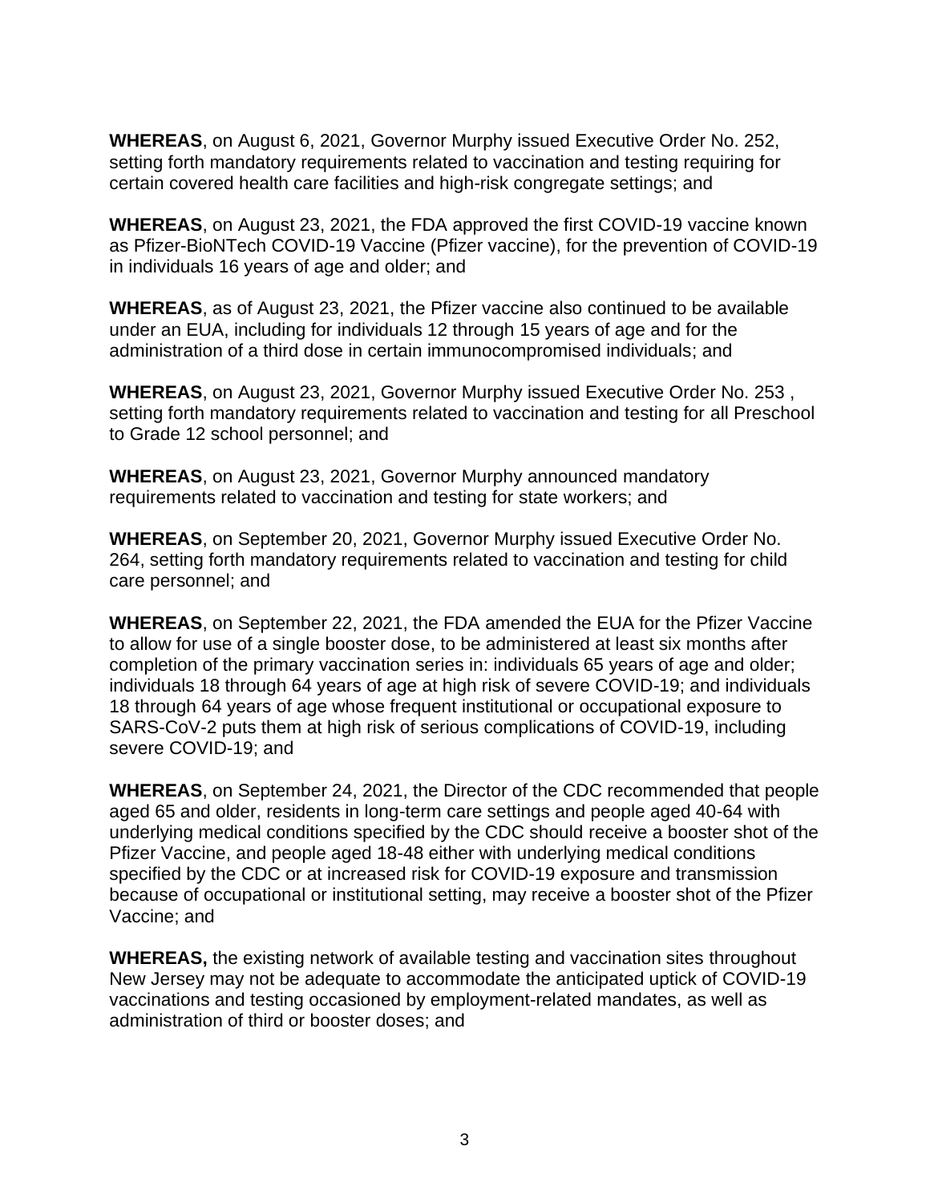**WHEREAS**, on August 6, 2021, Governor Murphy issued Executive Order No. 252, setting forth mandatory requirements related to vaccination and testing requiring for certain covered health care facilities and high-risk congregate settings; and

**WHEREAS**, on August 23, 2021, the FDA approved the first COVID-19 vaccine known as Pfizer-BioNTech COVID-19 Vaccine (Pfizer vaccine), for the prevention of COVID-19 in individuals 16 years of age and older; and

**WHEREAS**, as of August 23, 2021, the Pfizer vaccine also continued to be available under an EUA, including for individuals 12 through 15 years of age and for the administration of a third dose in certain immunocompromised individuals; and

**WHEREAS**, on August 23, 2021, Governor Murphy issued Executive Order No. 253 , setting forth mandatory requirements related to vaccination and testing for all Preschool to Grade 12 school personnel; and

**WHEREAS**, on August 23, 2021, Governor Murphy announced mandatory requirements related to vaccination and testing for state workers; and

**WHEREAS**, on September 20, 2021, Governor Murphy issued Executive Order No. 264, setting forth mandatory requirements related to vaccination and testing for child care personnel; and

**WHEREAS**, on September 22, 2021, the FDA amended the EUA for the Pfizer Vaccine to allow for use of a single booster dose, to be administered at least six months after completion of the primary vaccination series in: individuals 65 years of age and older; individuals 18 through 64 years of age at high risk of severe COVID-19; and individuals 18 through 64 years of age whose frequent institutional or occupational exposure to SARS-CoV-2 puts them at high risk of serious complications of COVID-19, including severe COVID-19; and

**WHEREAS**, on September 24, 2021, the Director of the CDC recommended that people aged 65 and older, residents in long-term care settings and people aged 40-64 with underlying medical conditions specified by the CDC should receive a booster shot of the Pfizer Vaccine, and people aged 18-48 either with underlying medical conditions specified by the CDC or at increased risk for COVID-19 exposure and transmission because of occupational or institutional setting, may receive a booster shot of the Pfizer Vaccine; and

**WHEREAS,** the existing network of available testing and vaccination sites throughout New Jersey may not be adequate to accommodate the anticipated uptick of COVID-19 vaccinations and testing occasioned by employment-related mandates, as well as administration of third or booster doses; and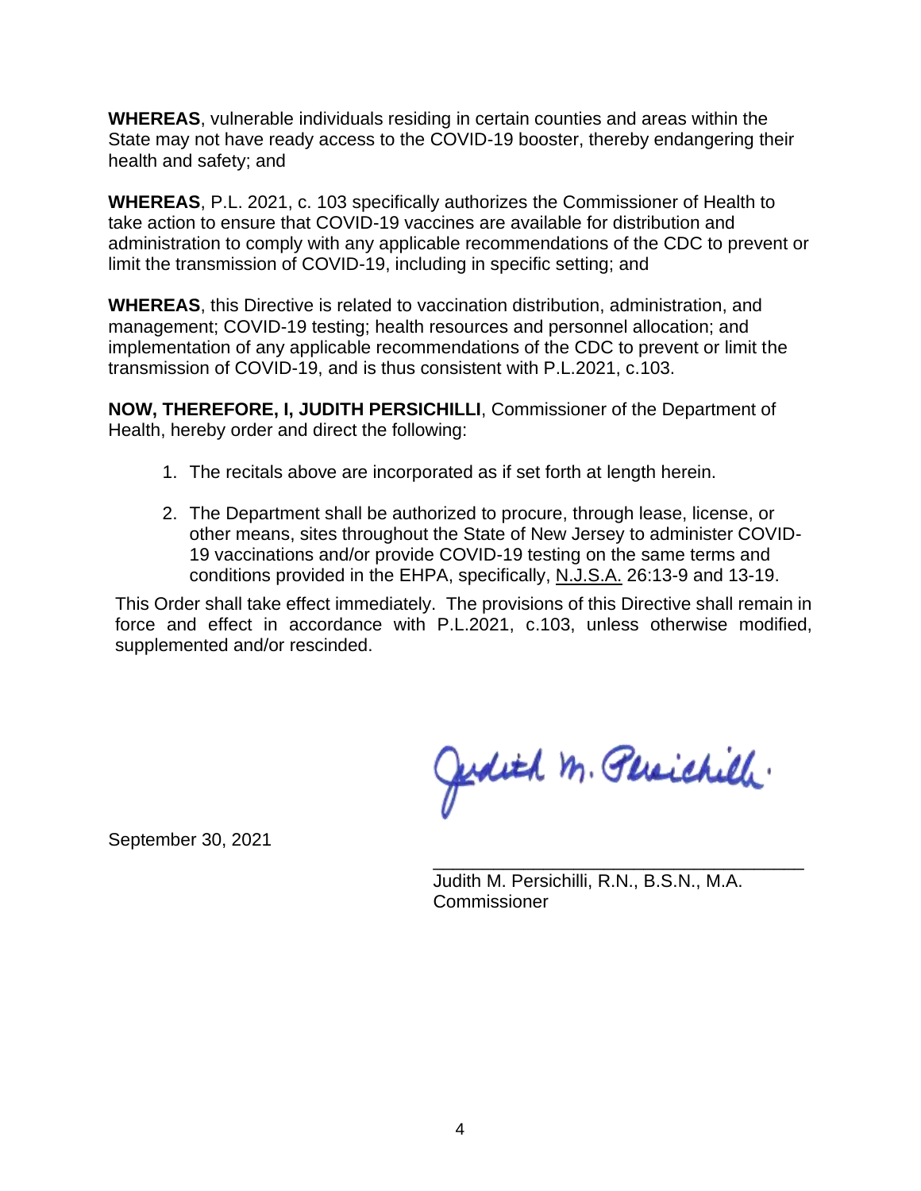**WHEREAS**, vulnerable individuals residing in certain counties and areas within the State may not have ready access to the COVID-19 booster, thereby endangering their health and safety; and

**WHEREAS**, P.L. 2021, c. 103 specifically authorizes the Commissioner of Health to take action to ensure that COVID-19 vaccines are available for distribution and administration to comply with any applicable recommendations of the CDC to prevent or limit the transmission of COVID-19, including in specific setting; and

**WHEREAS**, this Directive is related to vaccination distribution, administration, and management; COVID-19 testing; health resources and personnel allocation; and implementation of any applicable recommendations of the CDC to prevent or limit the transmission of COVID-19, and is thus consistent with P.L.2021, c.103.

**NOW, THEREFORE, I, JUDITH PERSICHILLI**, Commissioner of the Department of Health, hereby order and direct the following:

1. The recitals above are incorporated as if set forth at length herein.

2. The Department shall be authorized to procure, through lease, license, or other means, sites throughout the State of New Jersey to administer COVID-19 vaccinations and/or provide COVID-19 testing on the same terms and conditions provided in the EHPA, specifically, N.J.S.A. 26:13-9 and 13-19.

This Order shall take effect immediately. The provisions of this Directive shall remain in force and effect in accordance with P.L.2021, c.103, unless otherwise modified, supplemented and/or rescinded.

September 30, 2021

Judith M. Persichilli, R.N., B.S.N., M.A.
Commissioner